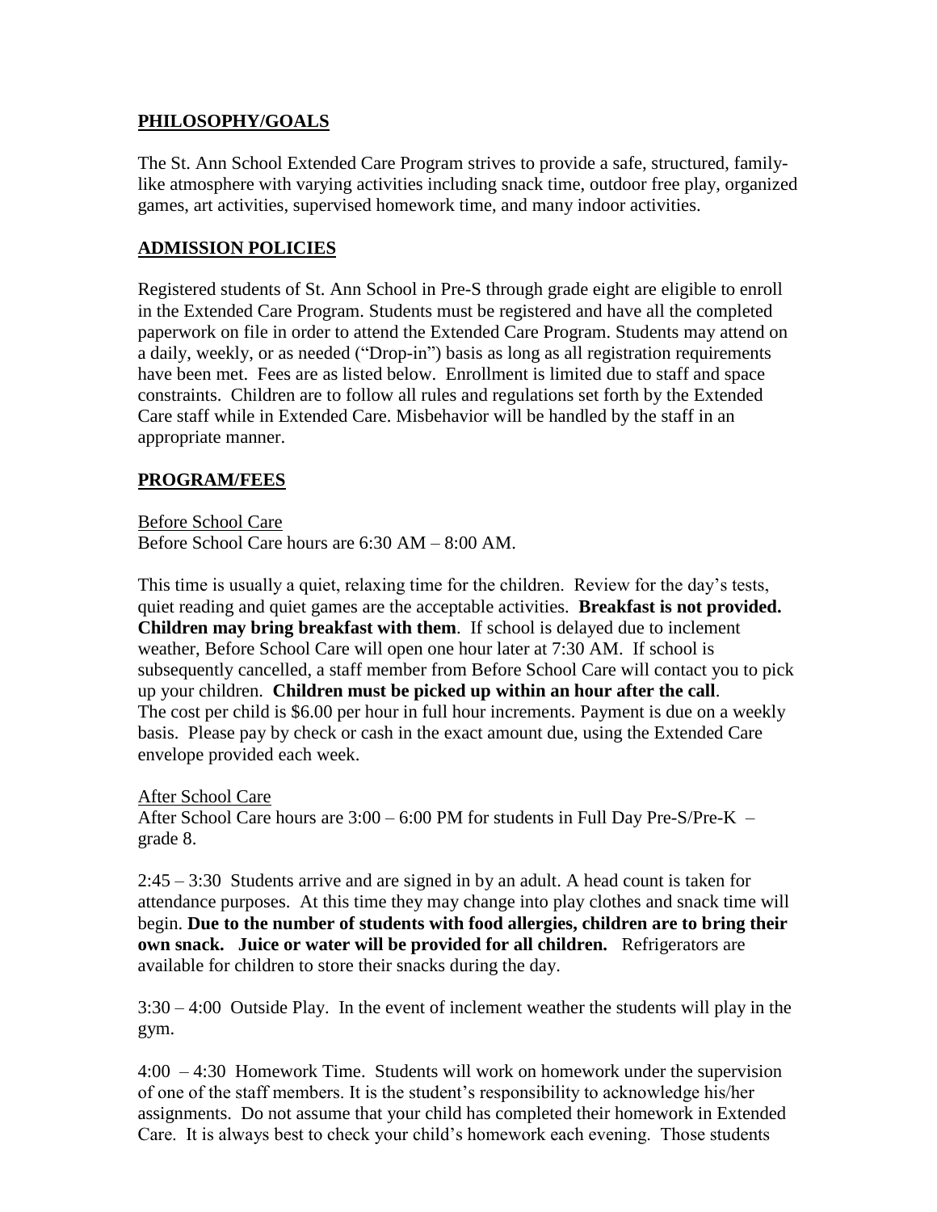## PHILOSOPHY/GOALS

The St. Ann School Extended Care Program strives to provide a safe, structured, family-like atmosphere with varying activities including snack time, outdoor free play, organized games, art activities, supervised homework time, and many indoor activities.

## ADMISSION POLICIES

Registered students of St. Ann School in Pre-S through grade eight are eligible to enroll in the Extended Care Program. Students must be registered and have all the completed paperwork on file in order to attend the Extended Care Program. Students may attend on a daily, weekly, or as needed ("Drop-in") basis as long as all registration requirements have been met. Fees are as listed below. Enrollment is limited due to staff and space constraints. Children are to follow all rules and regulations set forth by the Extended Care staff while in Extended Care. Misbehavior will be handled by the staff in an appropriate manner.

## PROGRAM/FEES

### Before School Care

Before School Care hours are 6:30 AM – 8:00 AM.

This time is usually a quiet, relaxing time for the children. Review for the day's tests, quiet reading and quiet games are the acceptable activities. **Breakfast is not provided. Children may bring breakfast with them**. If school is delayed due to inclement weather, Before School Care will open one hour later at 7:30 AM. If school is subsequently cancelled, a staff member from Before School Care will contact you to pick up your children. **Children must be picked up within an hour after the call**. The cost per child is $6.00 per hour in full hour increments. Payment is due on a weekly basis. Please pay by check or cash in the exact amount due, using the Extended Care envelope provided each week.

### After School Care

After School Care hours are 3:00 – 6:00 PM for students in Full Day Pre-S/Pre-K – grade 8.

2:45 – 3:30 Students arrive and are signed in by an adult. A head count is taken for attendance purposes. At this time they may change into play clothes and snack time will begin. **Due to the number of students with food allergies, children are to bring their own snack. Juice or water will be provided for all children.** Refrigerators are available for children to store their snacks during the day.

3:30 – 4:00 Outside Play. In the event of inclement weather the students will play in the gym.

4:00 – 4:30 Homework Time. Students will work on homework under the supervision of one of the staff members. It is the student's responsibility to acknowledge his/her assignments. Do not assume that your child has completed their homework in Extended Care. It is always best to check your child's homework each evening. Those students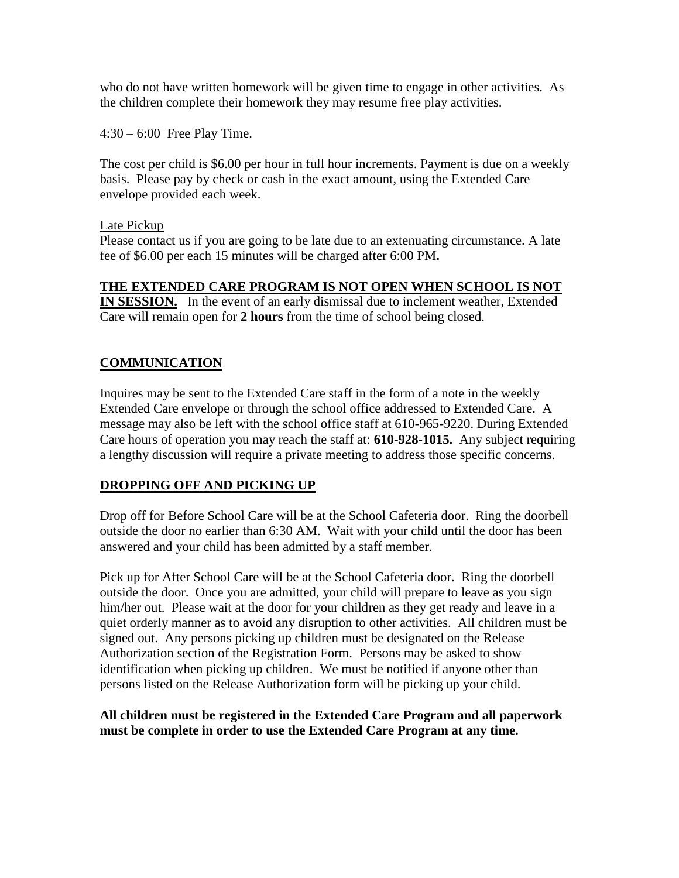who do not have written homework will be given time to engage in other activities. As the children complete their homework they may resume free play activities.

4:30 – 6:00 Free Play Time.

The cost per child is $6.00 per hour in full hour increments. Payment is due on a weekly basis. Please pay by check or cash in the exact amount, using the Extended Care envelope provided each week.

<u>Late Pickup</u>

Please contact us if you are going to be late due to an extenuating circumstance. A late fee of $6.00 per each 15 minutes will be charged after 6:00 PM**.**

**<u>THE EXTENDED CARE PROGRAM IS NOT OPEN WHEN SCHOOL IS NOT IN SESSION.</u>** In the event of an early dismissal due to inclement weather, Extended Care will remain open for **2 hours** from the time of school being closed.

## <u>COMMUNICATION</u>

Inquires may be sent to the Extended Care staff in the form of a note in the weekly Extended Care envelope or through the school office addressed to Extended Care. A message may also be left with the school office staff at 610-965-9220. During Extended Care hours of operation you may reach the staff at: **610-928-1015.** Any subject requiring a lengthy discussion will require a private meeting to address those specific concerns.

## <u>DROPPING OFF AND PICKING UP</u>

Drop off for Before School Care will be at the School Cafeteria door. Ring the doorbell outside the door no earlier than 6:30 AM. Wait with your child until the door has been answered and your child has been admitted by a staff member.

Pick up for After School Care will be at the School Cafeteria door. Ring the doorbell outside the door. Once you are admitted, your child will prepare to leave as you sign him/her out. Please wait at the door for your children as they get ready and leave in a quiet orderly manner as to avoid any disruption to other activities. <u>All children must be signed out.</u> Any persons picking up children must be designated on the Release Authorization section of the Registration Form. Persons may be asked to show identification when picking up children. We must be notified if anyone other than persons listed on the Release Authorization form will be picking up your child.

**All children must be registered in the Extended Care Program and all paperwork must be complete in order to use the Extended Care Program at any time.**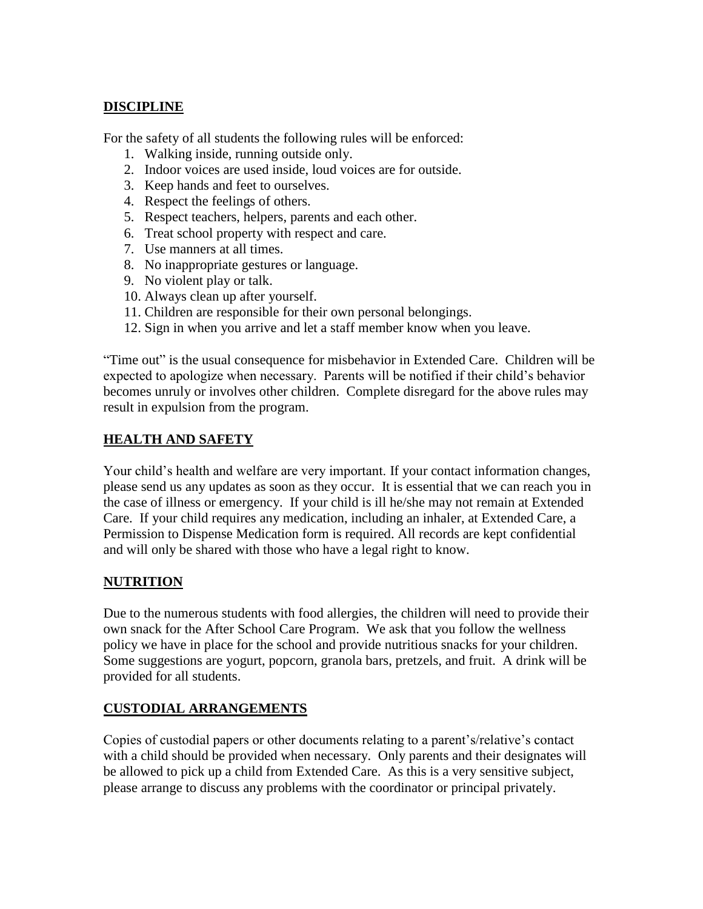## DISCIPLINE

For the safety of all students the following rules will be enforced:

1. Walking inside, running outside only.
2. Indoor voices are used inside, loud voices are for outside.
3. Keep hands and feet to ourselves.
4. Respect the feelings of others.
5. Respect teachers, helpers, parents and each other.
6. Treat school property with respect and care.
7. Use manners at all times.
8. No inappropriate gestures or language.
9. No violent play or talk.
10. Always clean up after yourself.
11. Children are responsible for their own personal belongings.
12. Sign in when you arrive and let a staff member know when you leave.

"Time out" is the usual consequence for misbehavior in Extended Care. Children will be expected to apologize when necessary. Parents will be notified if their child's behavior becomes unruly or involves other children. Complete disregard for the above rules may result in expulsion from the program.

## HEALTH AND SAFETY

Your child's health and welfare are very important. If your contact information changes, please send us any updates as soon as they occur. It is essential that we can reach you in the case of illness or emergency. If your child is ill he/she may not remain at Extended Care. If your child requires any medication, including an inhaler, at Extended Care, a Permission to Dispense Medication form is required. All records are kept confidential and will only be shared with those who have a legal right to know.

## NUTRITION

Due to the numerous students with food allergies, the children will need to provide their own snack for the After School Care Program. We ask that you follow the wellness policy we have in place for the school and provide nutritious snacks for your children. Some suggestions are yogurt, popcorn, granola bars, pretzels, and fruit. A drink will be provided for all students.

## CUSTODIAL ARRANGEMENTS

Copies of custodial papers or other documents relating to a parent's/relative's contact with a child should be provided when necessary. Only parents and their designates will be allowed to pick up a child from Extended Care. As this is a very sensitive subject, please arrange to discuss any problems with the coordinator or principal privately.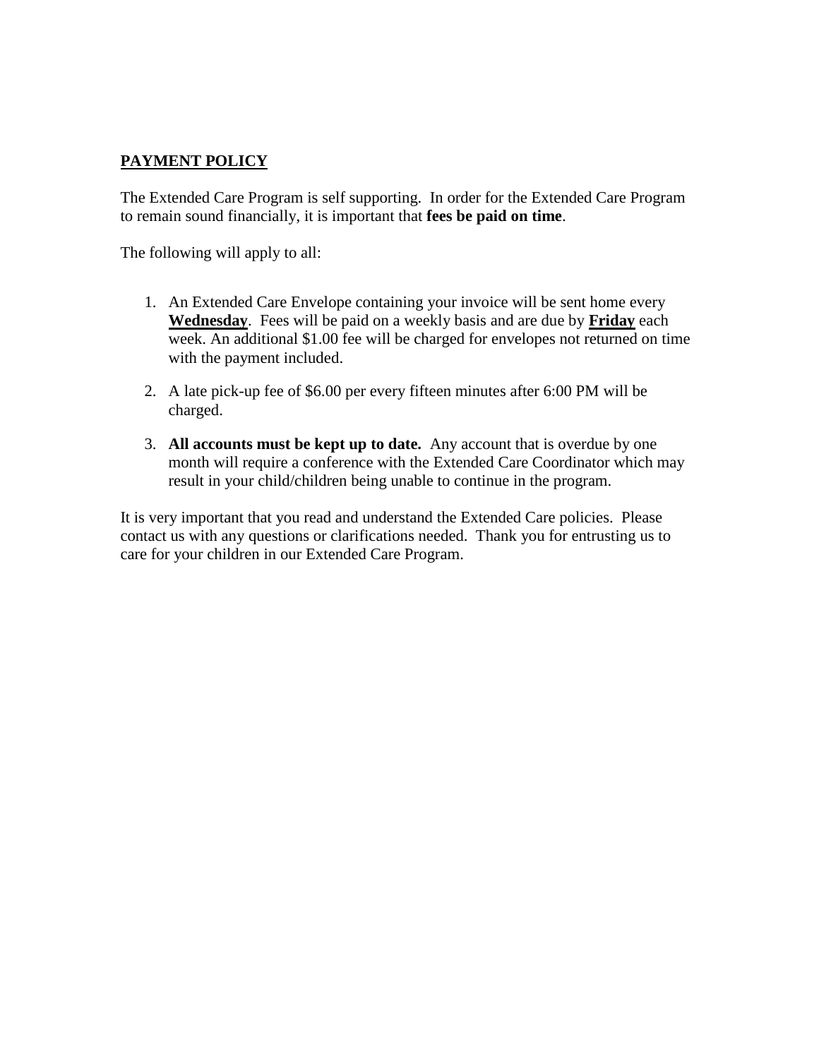## **PAYMENT POLICY**

The Extended Care Program is self supporting. In order for the Extended Care Program to remain sound financially, it is important that **fees be paid on time**.

The following will apply to all:

1. An Extended Care Envelope containing your invoice will be sent home every **Wednesday**. Fees will be paid on a weekly basis and are due by **Friday** each week. An additional $1.00 fee will be charged for envelopes not returned on time with the payment included.

2. A late pick-up fee of $6.00 per every fifteen minutes after 6:00 PM will be charged.

3. **All accounts must be kept up to date.** Any account that is overdue by one month will require a conference with the Extended Care Coordinator which may result in your child/children being unable to continue in the program.

It is very important that you read and understand the Extended Care policies. Please contact us with any questions or clarifications needed. Thank you for entrusting us to care for your children in our Extended Care Program.